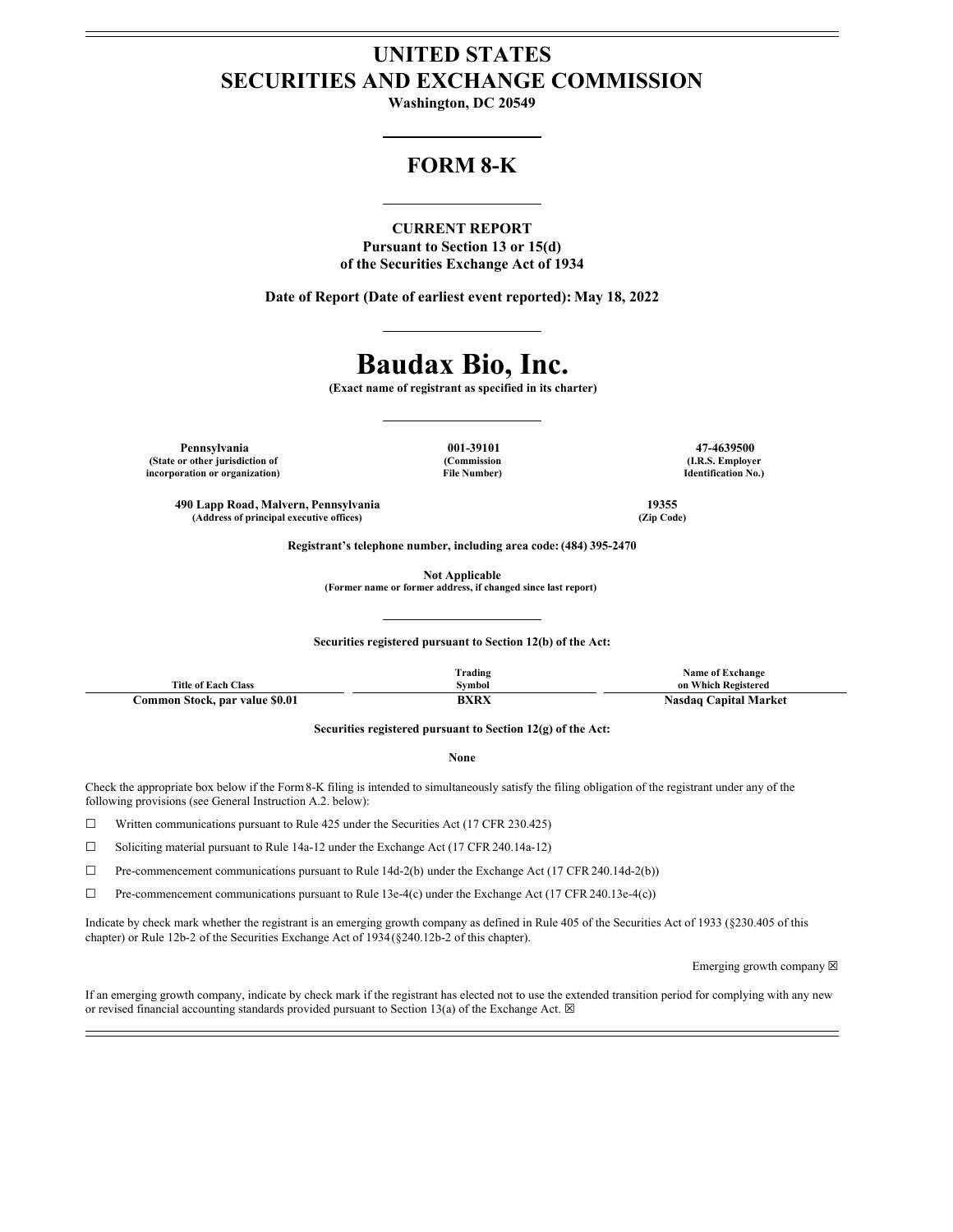# UNITED STATES
# SECURITIES AND EXCHANGE COMMISSION

**Washington, DC 20549**

## FORM 8-K

**CURRENT REPORT**
**Pursuant to Section 13 or 15(d)**
**of the Securities Exchange Act of 1934**

**Date of Report (Date of earliest event reported): May 18, 2022**

# Baudax Bio, Inc.

**(Exact name of registrant as specified in its charter)**

| Pennsylvania | 001-39101 | 47-4639500 |
|---|---|---|
| (State or other jurisdiction of incorporation or organization) | (Commission File Number) | (I.R.S. Employer Identification No.) |

| 490 Lapp Road, Malvern, Pennsylvania | 19355 |
|---|---|
| (Address of principal executive offices) | (Zip Code) |

**Registrant's telephone number, including area code: (484) 395-2470**

**Not Applicable**
**(Former name or former address, if changed since last report)**

**Securities registered pursuant to Section 12(b) of the Act:**

| Title of Each Class | Trading Symbol | Name of Exchange on Which Registered |
|---|---|---|
| **Common Stock, par value $0.01** | **BXRX** | **Nasdaq Capital Market** |

**Securities registered pursuant to Section 12(g) of the Act:**

**None**

Check the appropriate box below if the Form 8-K filing is intended to simultaneously satisfy the filing obligation of the registrant under any of the following provisions (see General Instruction A.2. below):

☐ Written communications pursuant to Rule 425 under the Securities Act (17 CFR 230.425)

☐ Soliciting material pursuant to Rule 14a-12 under the Exchange Act (17 CFR 240.14a-12)

☐ Pre-commencement communications pursuant to Rule 14d-2(b) under the Exchange Act (17 CFR 240.14d-2(b))

☐ Pre-commencement communications pursuant to Rule 13e-4(c) under the Exchange Act (17 CFR 240.13e-4(c))

Indicate by check mark whether the registrant is an emerging growth company as defined in Rule 405 of the Securities Act of 1933 (§230.405 of this chapter) or Rule 12b-2 of the Securities Exchange Act of 1934 (§240.12b-2 of this chapter).

Emerging growth company ☒

If an emerging growth company, indicate by check mark if the registrant has elected not to use the extended transition period for complying with any new or revised financial accounting standards provided pursuant to Section 13(a) of the Exchange Act. ☒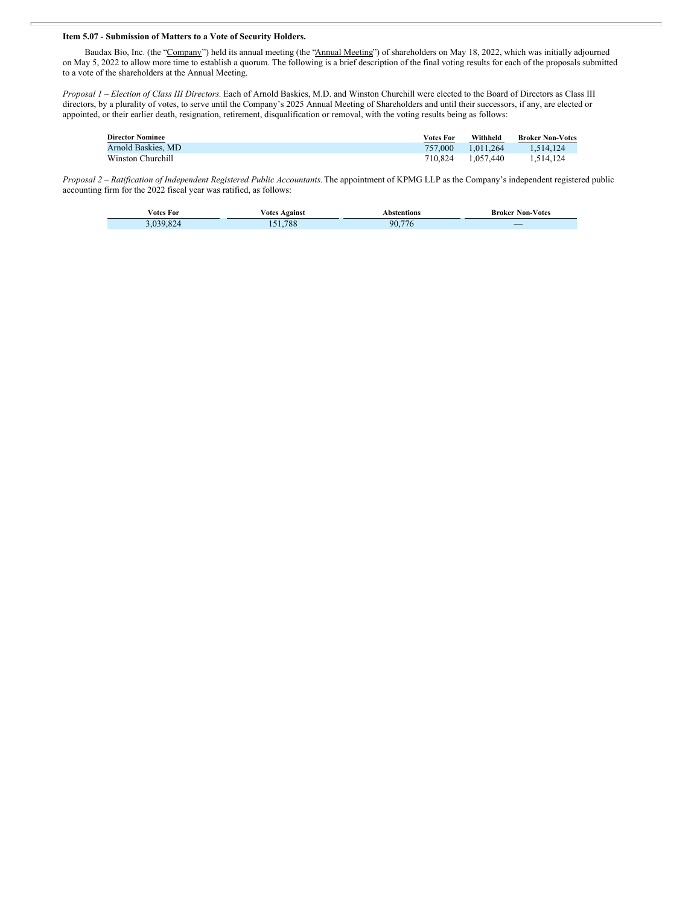**Item 5.07 - Submission of Matters to a Vote of Security Holders.**

Baudax Bio, Inc. (the "Company") held its annual meeting (the "Annual Meeting") of shareholders on May 18, 2022, which was initially adjourned on May 5, 2022 to allow more time to establish a quorum. The following is a brief description of the final voting results for each of the proposals submitted to a vote of the shareholders at the Annual Meeting.

*Proposal 1 – Election of Class III Directors.* Each of Arnold Baskies, M.D. and Winston Churchill were elected to the Board of Directors as Class III directors, by a plurality of votes, to serve until the Company's 2025 Annual Meeting of Shareholders and until their successors, if any, are elected or appointed, or their earlier death, resignation, retirement, disqualification or removal, with the voting results being as follows:

| Director Nominee | Votes For | Withheld | Broker Non-Votes |
|---|---|---|---|
| Arnold Baskies, MD | 757,000 | 1,011,264 | 1,514,124 |
| Winston Churchill | 710,824 | 1,057,440 | 1,514,124 |

*Proposal 2 – Ratification of Independent Registered Public Accountants.* The appointment of KPMG LLP as the Company's independent registered public accounting firm for the 2022 fiscal year was ratified, as follows:

| Votes For | Votes Against | Abstentions | Broker Non-Votes |
|---|---|---|---|
| 3,039,824 | 151,788 | 90,776 | — |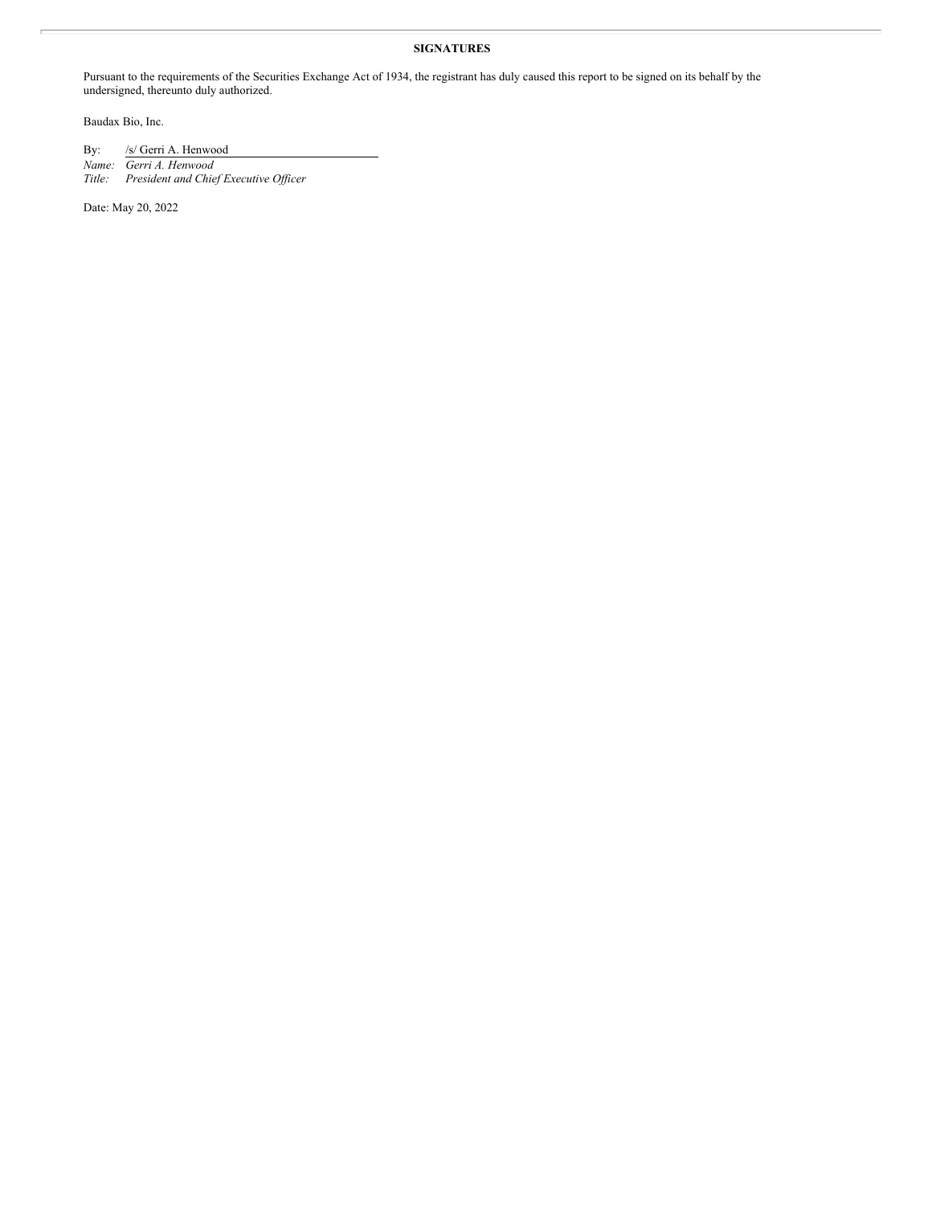**SIGNATURES**

Pursuant to the requirements of the Securities Exchange Act of 1934, the registrant has duly caused this report to be signed on its behalf by the undersigned, thereunto duly authorized.

Baudax Bio, Inc.

By: /s/ Gerri A. Henwood
*Name:* *Gerri A. Henwood*
*Title:* *President and Chief Executive Officer*

Date: May 20, 2022